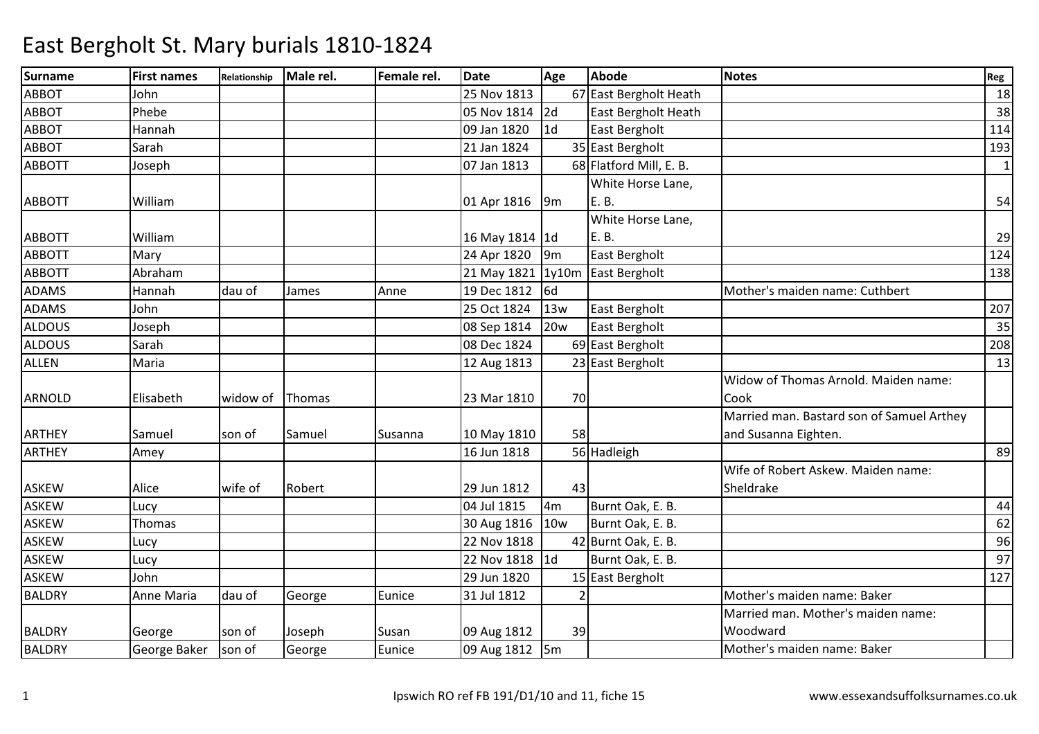# East Bergholt St. Mary burials 1810-1824

| Surname | First names | Relationship | Male rel. | Female rel. | Date | Age | Abode | Notes | Reg |
|---|---|---|---|---|---|---|---|---|---|
| ABBOT | John | | | | 25 Nov 1813 | 67 | East Bergholt Heath | | 18 |
| ABBOT | Phebe | | | | 05 Nov 1814 | 2d | East Bergholt Heath | | 38 |
| ABBOT | Hannah | | | | 09 Jan 1820 | 1d | East Bergholt | | 114 |
| ABBOT | Sarah | | | | 21 Jan 1824 | 35 | East Bergholt | | 193 |
| ABBOTT | Joseph | | | | 07 Jan 1813 | 68 | Flatford Mill, E. B. | | 1 |
| ABBOTT | William | | | | 01 Apr 1816 | 9m | White Horse Lane, E. B. | | 54 |
| ABBOTT | William | | | | 16 May 1814 | 1d | White Horse Lane, E. B. | | 29 |
| ABBOTT | Mary | | | | 24 Apr 1820 | 9m | East Bergholt | | 124 |
| ABBOTT | Abraham | | | | 21 May 1821 | 1y10m | East Bergholt | | 138 |
| ADAMS | Hannah | dau of | James | Anne | 19 Dec 1812 | 6d | | Mother's maiden name: Cuthbert | |
| ADAMS | John | | | | 25 Oct 1824 | 13w | East Bergholt | | 207 |
| ALDOUS | Joseph | | | | 08 Sep 1814 | 20w | East Bergholt | | 35 |
| ALDOUS | Sarah | | | | 08 Dec 1824 | 69 | East Bergholt | | 208 |
| ALLEN | Maria | | | | 12 Aug 1813 | 23 | East Bergholt | | 13 |
| ARNOLD | Elisabeth | widow of | Thomas | | 23 Mar 1810 | 70 | | Widow of Thomas Arnold. Maiden name: Cook | |
| ARTHEY | Samuel | son of | Samuel | Susanna | 10 May 1810 | 58 | | Married man. Bastard son of Samuel Arthey and Susanna Eighten. | |
| ARTHEY | Amey | | | | 16 Jun 1818 | 56 | Hadleigh | | 89 |
| ASKEW | Alice | wife of | Robert | | 29 Jun 1812 | 43 | | Wife of Robert Askew. Maiden name: Sheldrake | |
| ASKEW | Lucy | | | | 04 Jul 1815 | 4m | Burnt Oak, E. B. | | 44 |
| ASKEW | Thomas | | | | 30 Aug 1816 | 10w | Burnt Oak, E. B. | | 62 |
| ASKEW | Lucy | | | | 22 Nov 1818 | 42 | Burnt Oak, E. B. | | 96 |
| ASKEW | Lucy | | | | 22 Nov 1818 | 1d | Burnt Oak, E. B. | | 97 |
| ASKEW | John | | | | 29 Jun 1820 | 15 | East Bergholt | | 127 |
| BALDRY | Anne Maria | dau of | George | Eunice | 31 Jul 1812 | 2 | | Mother's maiden name: Baker | |
| BALDRY | George | son of | Joseph | Susan | 09 Aug 1812 | 39 | | Married man. Mother's maiden name: Woodward | |
| BALDRY | George Baker | son of | George | Eunice | 09 Aug 1812 | 5m | | Mother's maiden name: Baker | |

Ipswich RO ref FB 191/D1/10 and 11, fiche 15

www.essexandsuffolksurnames.co.uk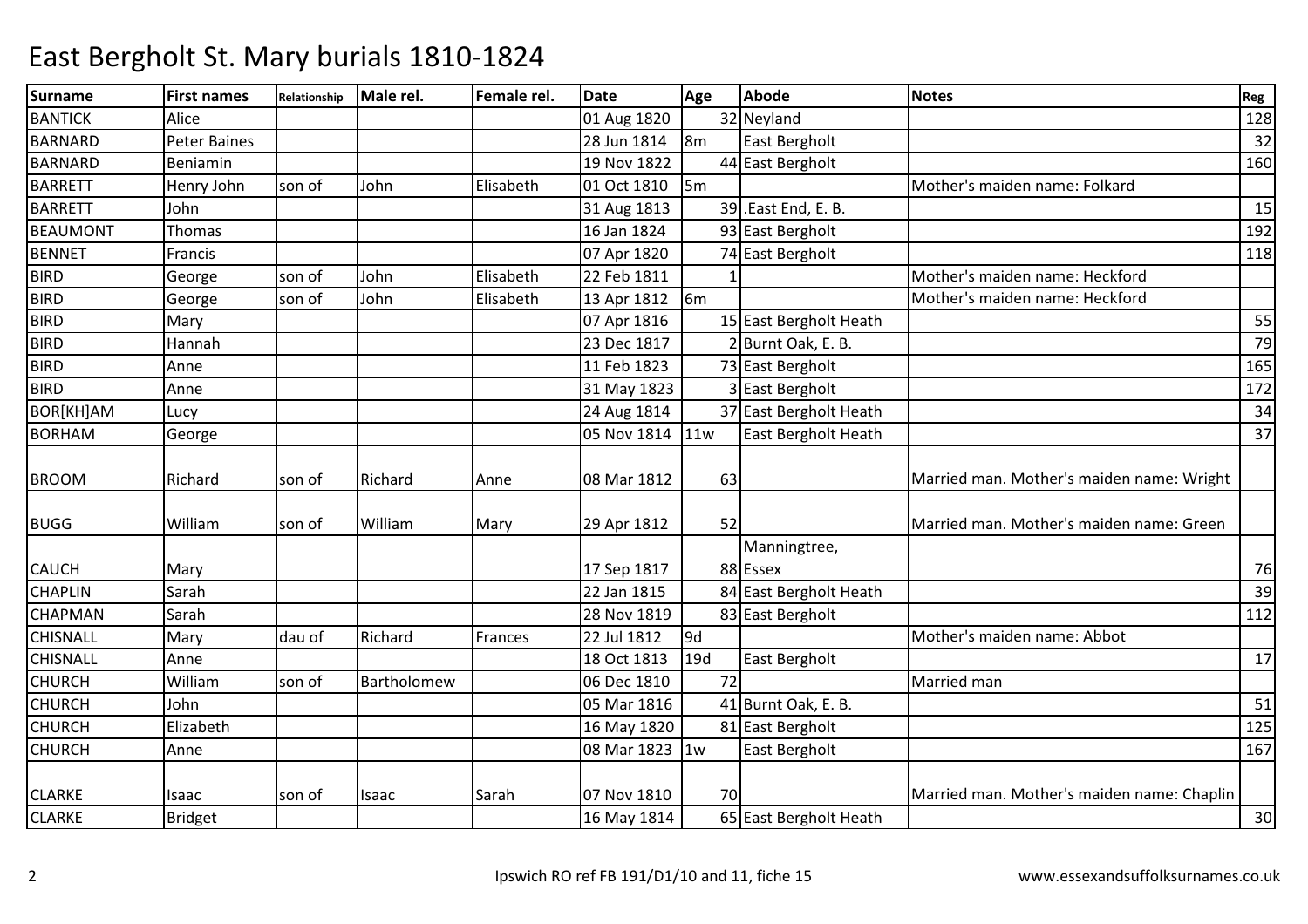# East Bergholt St. Mary burials 1810-1824

| Surname | First names | Relationship | Male rel. | Female rel. | Date | Age | Abode | Notes | Reg |
|---|---|---|---|---|---|---|---|---|---|
| BANTICK | Alice | | | | 01 Aug 1820 | 32 | Neyland | | 128 |
| BARNARD | Peter Baines | | | | 28 Jun 1814 | 8m | East Bergholt | | 32 |
| BARNARD | Beniamin | | | | 19 Nov 1822 | 44 | East Bergholt | | 160 |
| BARRETT | Henry John | son of | John | Elisabeth | 01 Oct 1810 | 5m | | Mother's maiden name: Folkard | |
| BARRETT | John | | | | 31 Aug 1813 | 39 | .East End, E. B. | | 15 |
| BEAUMONT | Thomas | | | | 16 Jan 1824 | 93 | East Bergholt | | 192 |
| BENNET | Francis | | | | 07 Apr 1820 | 74 | East Bergholt | | 118 |
| BIRD | George | son of | John | Elisabeth | 22 Feb 1811 | 1 | | Mother's maiden name: Heckford | |
| BIRD | George | son of | John | Elisabeth | 13 Apr 1812 | 6m | | Mother's maiden name: Heckford | |
| BIRD | Mary | | | | 07 Apr 1816 | 15 | East Bergholt Heath | | 55 |
| BIRD | Hannah | | | | 23 Dec 1817 | 2 | Burnt Oak, E. B. | | 79 |
| BIRD | Anne | | | | 11 Feb 1823 | 73 | East Bergholt | | 165 |
| BIRD | Anne | | | | 31 May 1823 | 3 | East Bergholt | | 172 |
| BOR[KH]AM | Lucy | | | | 24 Aug 1814 | 37 | East Bergholt Heath | | 34 |
| BORHAM | George | | | | 05 Nov 1814 | 11w | East Bergholt Heath | | 37 |
| BROOM | Richard | son of | Richard | Anne | 08 Mar 1812 | 63 | | Married man. Mother's maiden name: Wright | |
| BUGG | William | son of | William | Mary | 29 Apr 1812 | 52 | | Married man. Mother's maiden name: Green | |
| CAUCH | Mary | | | | 17 Sep 1817 | 88 | Manningtree, Essex | | 76 |
| CHAPLIN | Sarah | | | | 22 Jan 1815 | 84 | East Bergholt Heath | | 39 |
| CHAPMAN | Sarah | | | | 28 Nov 1819 | 83 | East Bergholt | | 112 |
| CHISNALL | Mary | dau of | Richard | Frances | 22 Jul 1812 | 9d | | Mother's maiden name: Abbot | |
| CHISNALL | Anne | | | | 18 Oct 1813 | 19d | East Bergholt | | 17 |
| CHURCH | William | son of | Bartholomew | | 06 Dec 1810 | 72 | | Married man | |
| CHURCH | John | | | | 05 Mar 1816 | 41 | Burnt Oak, E. B. | | 51 |
| CHURCH | Elizabeth | | | | 16 May 1820 | 81 | East Bergholt | | 125 |
| CHURCH | Anne | | | | 08 Mar 1823 | 1w | East Bergholt | | 167 |
| CLARKE | Isaac | son of | Isaac | Sarah | 07 Nov 1810 | 70 | | Married man. Mother's maiden name: Chaplin | |
| CLARKE | Bridget | | | | 16 May 1814 | 65 | East Bergholt Heath | | 30 |

Ipswich RO ref FB 191/D1/10 and 11, fiche 15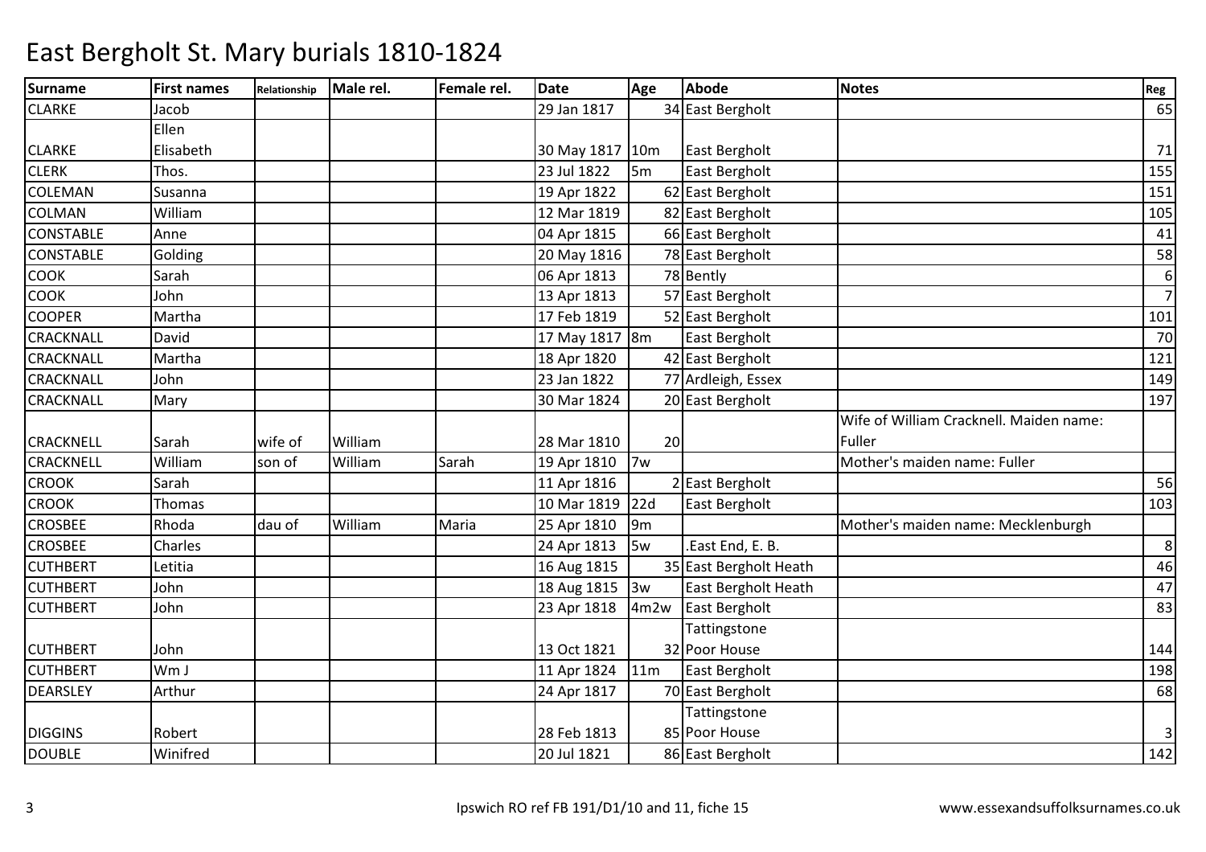# East Bergholt St. Mary burials 1810-1824

| Surname | First names | Relationship | Male rel. | Female rel. | Date | Age | Abode | Notes | Reg |
|---|---|---|---|---|---|---|---|---|---|
| CLARKE | Jacob | | | | 29 Jan 1817 | 34 | East Bergholt | | 65 |
| CLARKE | Ellen Elisabeth | | | | 30 May 1817 | 10m | East Bergholt | | 71 |
| CLERK | Thos. | | | | 23 Jul 1822 | 5m | East Bergholt | | 155 |
| COLEMAN | Susanna | | | | 19 Apr 1822 | 62 | East Bergholt | | 151 |
| COLMAN | William | | | | 12 Mar 1819 | 82 | East Bergholt | | 105 |
| CONSTABLE | Anne | | | | 04 Apr 1815 | 66 | East Bergholt | | 41 |
| CONSTABLE | Golding | | | | 20 May 1816 | 78 | East Bergholt | | 58 |
| COOK | Sarah | | | | 06 Apr 1813 | 78 | Bently | | 6 |
| COOK | John | | | | 13 Apr 1813 | 57 | East Bergholt | | 7 |
| COOPER | Martha | | | | 17 Feb 1819 | 52 | East Bergholt | | 101 |
| CRACKNALL | David | | | | 17 May 1817 | 8m | East Bergholt | | 70 |
| CRACKNALL | Martha | | | | 18 Apr 1820 | 42 | East Bergholt | | 121 |
| CRACKNALL | John | | | | 23 Jan 1822 | 77 | Ardleigh, Essex | | 149 |
| CRACKNALL | Mary | | | | 30 Mar 1824 | 20 | East Bergholt | | 197 |
| CRACKNELL | Sarah | wife of | William | | 28 Mar 1810 | 20 | | Wife of William Cracknell. Maiden name: Fuller | |
| CRACKNELL | William | son of | William | Sarah | 19 Apr 1810 | 7w | | Mother's maiden name: Fuller | |
| CROOK | Sarah | | | | 11 Apr 1816 | 2 | East Bergholt | | 56 |
| CROOK | Thomas | | | | 10 Mar 1819 | 22d | East Bergholt | | 103 |
| CROSBEE | Rhoda | dau of | William | Maria | 25 Apr 1810 | 9m | | Mother's maiden name: Mecklenburgh | |
| CROSBEE | Charles | | | | 24 Apr 1813 | 5w | .East End, E. B. | | 8 |
| CUTHBERT | Letitia | | | | 16 Aug 1815 | 35 | East Bergholt Heath | | 46 |
| CUTHBERT | John | | | | 18 Aug 1815 | 3w | East Bergholt Heath | | 47 |
| CUTHBERT | John | | | | 23 Apr 1818 | 4m2w | East Bergholt | | 83 |
| CUTHBERT | John | | | | 13 Oct 1821 | 32 | Tattingstone Poor House | | 144 |
| CUTHBERT | Wm J | | | | 11 Apr 1824 | 11m | East Bergholt | | 198 |
| DEARSLEY | Arthur | | | | 24 Apr 1817 | 70 | East Bergholt | | 68 |
| DIGGINS | Robert | | | | 28 Feb 1813 | 85 | Tattingstone Poor House | | 3 |
| DOUBLE | Winifred | | | | 20 Jul 1821 | 86 | East Bergholt | | 142 |

Ipswich RO ref FB 191/D1/10 and 11, fiche 15

www.essexandsuffolksurnames.co.uk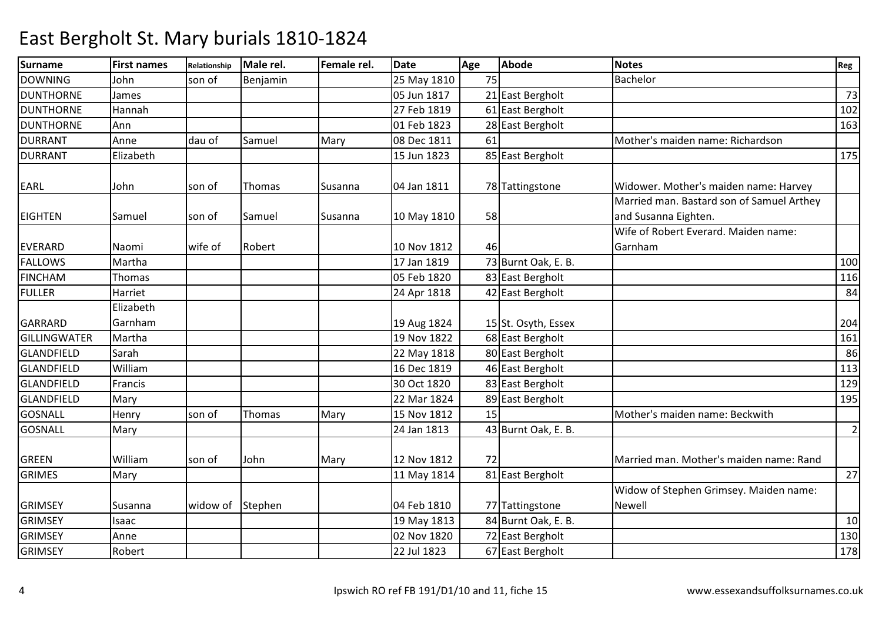# East Bergholt St. Mary burials 1810-1824

| Surname | First names | Relationship | Male rel. | Female rel. | Date | Age | Abode | Notes | Reg |
|---|---|---|---|---|---|---|---|---|---|
| DOWNING | John | son of | Benjamin | | 25 May 1810 | 75 | | Bachelor | |
| DUNTHORNE | James | | | | 05 Jun 1817 | 21 | East Bergholt | | 73 |
| DUNTHORNE | Hannah | | | | 27 Feb 1819 | 61 | East Bergholt | | 102 |
| DUNTHORNE | Ann | | | | 01 Feb 1823 | 28 | East Bergholt | | 163 |
| DURRANT | Anne | dau of | Samuel | Mary | 08 Dec 1811 | 61 | | Mother's maiden name: Richardson | |
| DURRANT | Elizabeth | | | | 15 Jun 1823 | 85 | East Bergholt | | 175 |
| EARL | John | son of | Thomas | Susanna | 04 Jan 1811 | 78 | Tattingstone | Widower. Mother's maiden name: Harvey | |
| EIGHTEN | Samuel | son of | Samuel | Susanna | 10 May 1810 | 58 | | Married man. Bastard son of Samuel Arthey and Susanna Eighten. | |
| EVERARD | Naomi | wife of | Robert | | 10 Nov 1812 | 46 | | Wife of Robert Everard. Maiden name: Garnham | |
| FALLOWS | Martha | | | | 17 Jan 1819 | 73 | Burnt Oak, E. B. | | 100 |
| FINCHAM | Thomas | | | | 05 Feb 1820 | 83 | East Bergholt | | 116 |
| FULLER | Harriet | | | | 24 Apr 1818 | 42 | East Bergholt | | 84 |
| GARRARD | Elizabeth Garnham | | | | 19 Aug 1824 | 15 | St. Osyth, Essex | | 204 |
| GILLINGWATER | Martha | | | | 19 Nov 1822 | 68 | East Bergholt | | 161 |
| GLANDFIELD | Sarah | | | | 22 May 1818 | 80 | East Bergholt | | 86 |
| GLANDFIELD | William | | | | 16 Dec 1819 | 46 | East Bergholt | | 113 |
| GLANDFIELD | Francis | | | | 30 Oct 1820 | 83 | East Bergholt | | 129 |
| GLANDFIELD | Mary | | | | 22 Mar 1824 | 89 | East Bergholt | | 195 |
| GOSNALL | Henry | son of | Thomas | Mary | 15 Nov 1812 | 15 | | Mother's maiden name: Beckwith | |
| GOSNALL | Mary | | | | 24 Jan 1813 | 43 | Burnt Oak, E. B. | | 2 |
| GREEN | William | son of | John | Mary | 12 Nov 1812 | 72 | | Married man. Mother's maiden name: Rand | |
| GRIMES | Mary | | | | 11 May 1814 | 81 | East Bergholt | | 27 |
| GRIMSEY | Susanna | widow of | Stephen | | 04 Feb 1810 | 77 | Tattingstone | Widow of Stephen Grimsey. Maiden name: Newell | |
| GRIMSEY | Isaac | | | | 19 May 1813 | 84 | Burnt Oak, E. B. | | 10 |
| GRIMSEY | Anne | | | | 02 Nov 1820 | 72 | East Bergholt | | 130 |
| GRIMSEY | Robert | | | | 22 Jul 1823 | 67 | East Bergholt | | 178 |

Ipswich RO ref FB 191/D1/10 and 11, fiche 15 www.essexandsuffolksurnames.co.uk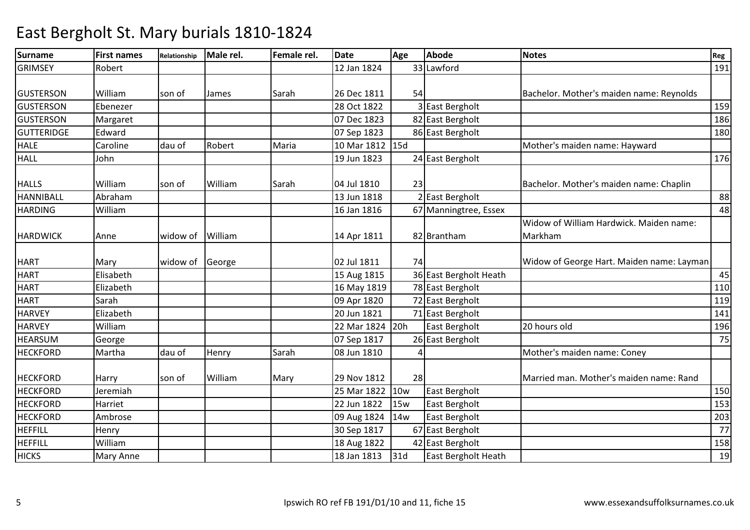# East Bergholt St. Mary burials 1810-1824

| Surname | First names | Relationship | Male rel. | Female rel. | Date | Age | Abode | Notes | Reg |
|---|---|---|---|---|---|---|---|---|---|
| GRIMSEY | Robert | | | | 12 Jan 1824 | 33 | Lawford | | 191 |
| GUSTERSON | William | son of | James | Sarah | 26 Dec 1811 | 54 | | Bachelor. Mother's maiden name: Reynolds | |
| GUSTERSON | Ebenezer | | | | 28 Oct 1822 | 3 | East Bergholt | | 159 |
| GUSTERSON | Margaret | | | | 07 Dec 1823 | 82 | East Bergholt | | 186 |
| GUTTERIDGE | Edward | | | | 07 Sep 1823 | 86 | East Bergholt | | 180 |
| HALE | Caroline | dau of | Robert | Maria | 10 Mar 1812 | 15d | | Mother's maiden name: Hayward | |
| HALL | John | | | | 19 Jun 1823 | 24 | East Bergholt | | 176 |
| HALLS | William | son of | William | Sarah | 04 Jul 1810 | 23 | | Bachelor. Mother's maiden name: Chaplin | |
| HANNIBALL | Abraham | | | | 13 Jun 1818 | 2 | East Bergholt | | 88 |
| HARDING | William | | | | 16 Jan 1816 | 67 | Manningtree, Essex | | 48 |
| HARDWICK | Anne | widow of | William | | 14 Apr 1811 | 82 | Brantham | Widow of William Hardwick. Maiden name: Markham | |
| HART | Mary | widow of | George | | 02 Jul 1811 | 74 | | Widow of George Hart. Maiden name: Layman | |
| HART | Elisabeth | | | | 15 Aug 1815 | 36 | East Bergholt Heath | | 45 |
| HART | Elizabeth | | | | 16 May 1819 | 78 | East Bergholt | | 110 |
| HART | Sarah | | | | 09 Apr 1820 | 72 | East Bergholt | | 119 |
| HARVEY | Elizabeth | | | | 20 Jun 1821 | 71 | East Bergholt | | 141 |
| HARVEY | William | | | | 22 Mar 1824 | 20h | East Bergholt | 20 hours old | 196 |
| HEARSUM | George | | | | 07 Sep 1817 | 26 | East Bergholt | | 75 |
| HECKFORD | Martha | dau of | Henry | Sarah | 08 Jun 1810 | 4 | | Mother's maiden name: Coney | |
| HECKFORD | Harry | son of | William | Mary | 29 Nov 1812 | 28 | | Married man. Mother's maiden name: Rand | |
| HECKFORD | Jeremiah | | | | 25 Mar 1822 | 10w | East Bergholt | | 150 |
| HECKFORD | Harriet | | | | 22 Jun 1822 | 15w | East Bergholt | | 153 |
| HECKFORD | Ambrose | | | | 09 Aug 1824 | 14w | East Bergholt | | 203 |
| HEFFILL | Henry | | | | 30 Sep 1817 | 67 | East Bergholt | | 77 |
| HEFFILL | William | | | | 18 Aug 1822 | 42 | East Bergholt | | 158 |
| HICKS | Mary Anne | | | | 18 Jan 1813 | 31d | East Bergholt Heath | | 19 |

Ipswich RO ref FB 191/D1/10 and 11, fiche 15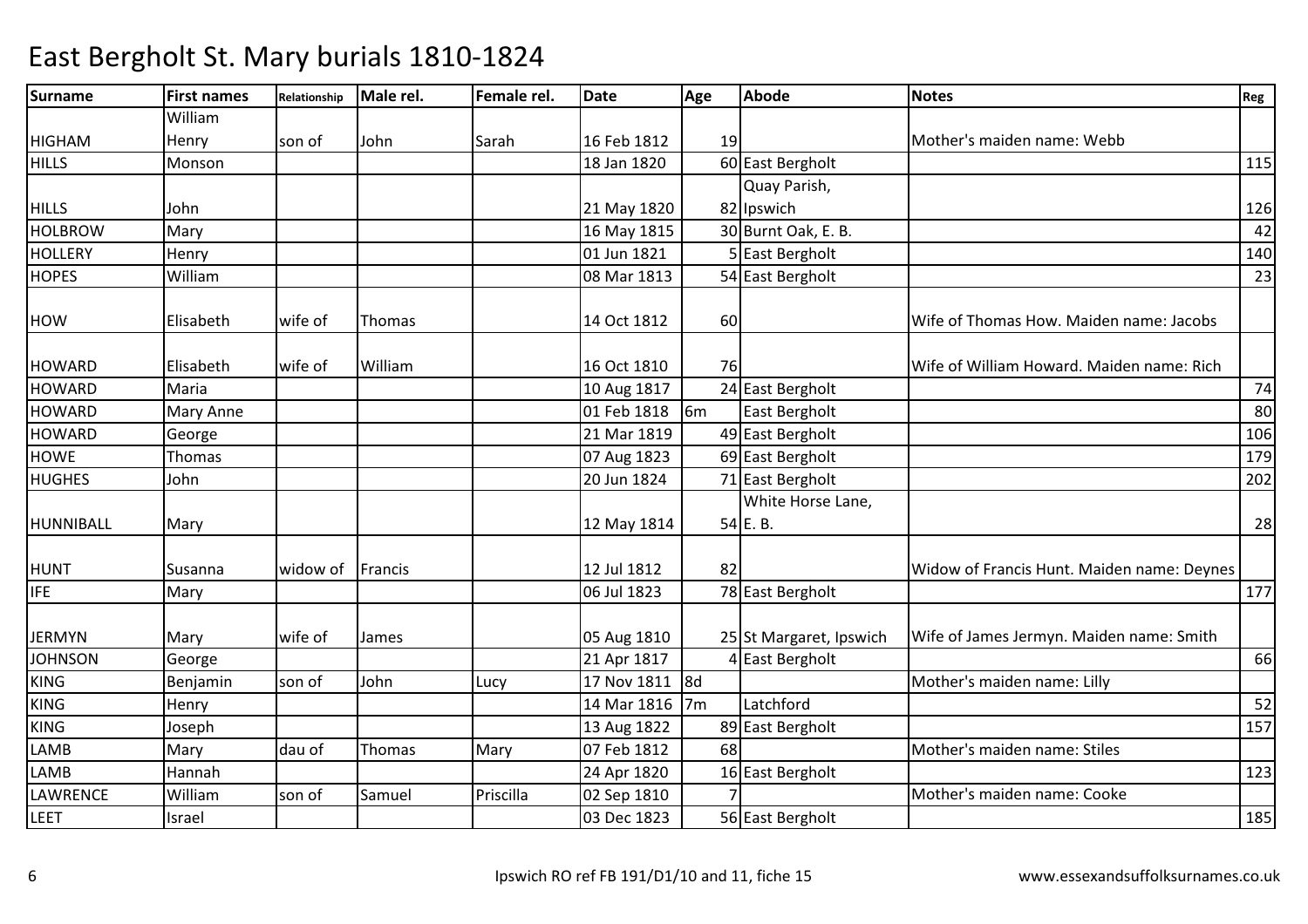# East Bergholt St. Mary burials 1810-1824

| Surname | First names | Relationship | Male rel. | Female rel. | Date | Age | Abode | Notes | Reg |
|---|---|---|---|---|---|---|---|---|---|
| HIGHAM | William Henry | son of | John | Sarah | 16 Feb 1812 | 19 | | Mother's maiden name: Webb | |
| HILLS | Monson | | | | 18 Jan 1820 | 60 | East Bergholt | | 115 |
| HILLS | John | | | | 21 May 1820 | 82 | Quay Parish, Ipswich | | 126 |
| HOLBROW | Mary | | | | 16 May 1815 | 30 | Burnt Oak, E. B. | | 42 |
| HOLLERY | Henry | | | | 01 Jun 1821 | 5 | East Bergholt | | 140 |
| HOPES | William | | | | 08 Mar 1813 | 54 | East Bergholt | | 23 |
| HOW | Elisabeth | wife of | Thomas | | 14 Oct 1812 | 60 | | Wife of Thomas How. Maiden name: Jacobs | |
| HOWARD | Elisabeth | wife of | William | | 16 Oct 1810 | 76 | | Wife of William Howard. Maiden name: Rich | |
| HOWARD | Maria | | | | 10 Aug 1817 | 24 | East Bergholt | | 74 |
| HOWARD | Mary Anne | | | | 01 Feb 1818 | 6m | East Bergholt | | 80 |
| HOWARD | George | | | | 21 Mar 1819 | 49 | East Bergholt | | 106 |
| HOWE | Thomas | | | | 07 Aug 1823 | 69 | East Bergholt | | 179 |
| HUGHES | John | | | | 20 Jun 1824 | 71 | East Bergholt | | 202 |
| HUNNIBALL | Mary | | | | 12 May 1814 | 54 | White Horse Lane, E. B. | | 28 |
| HUNT | Susanna | widow of | Francis | | 12 Jul 1812 | 82 | | Widow of Francis Hunt. Maiden name: Deynes | |
| IFE | Mary | | | | 06 Jul 1823 | 78 | East Bergholt | | 177 |
| JERMYN | Mary | wife of | James | | 05 Aug 1810 | 25 | St Margaret, Ipswich | Wife of James Jermyn. Maiden name: Smith | |
| JOHNSON | George | | | | 21 Apr 1817 | 4 | East Bergholt | | 66 |
| KING | Benjamin | son of | John | Lucy | 17 Nov 1811 | 8d | | Mother's maiden name: Lilly | |
| KING | Henry | | | | 14 Mar 1816 | 7m | Latchford | | 52 |
| KING | Joseph | | | | 13 Aug 1822 | 89 | East Bergholt | | 157 |
| LAMB | Mary | dau of | Thomas | Mary | 07 Feb 1812 | 68 | | Mother's maiden name: Stiles | |
| LAMB | Hannah | | | | 24 Apr 1820 | 16 | East Bergholt | | 123 |
| LAWRENCE | William | son of | Samuel | Priscilla | 02 Sep 1810 | 7 | | Mother's maiden name: Cooke | |
| LEET | Israel | | | | 03 Dec 1823 | 56 | East Bergholt | | 185 |

Ipswich RO ref FB 191/D1/10 and 11, fiche 15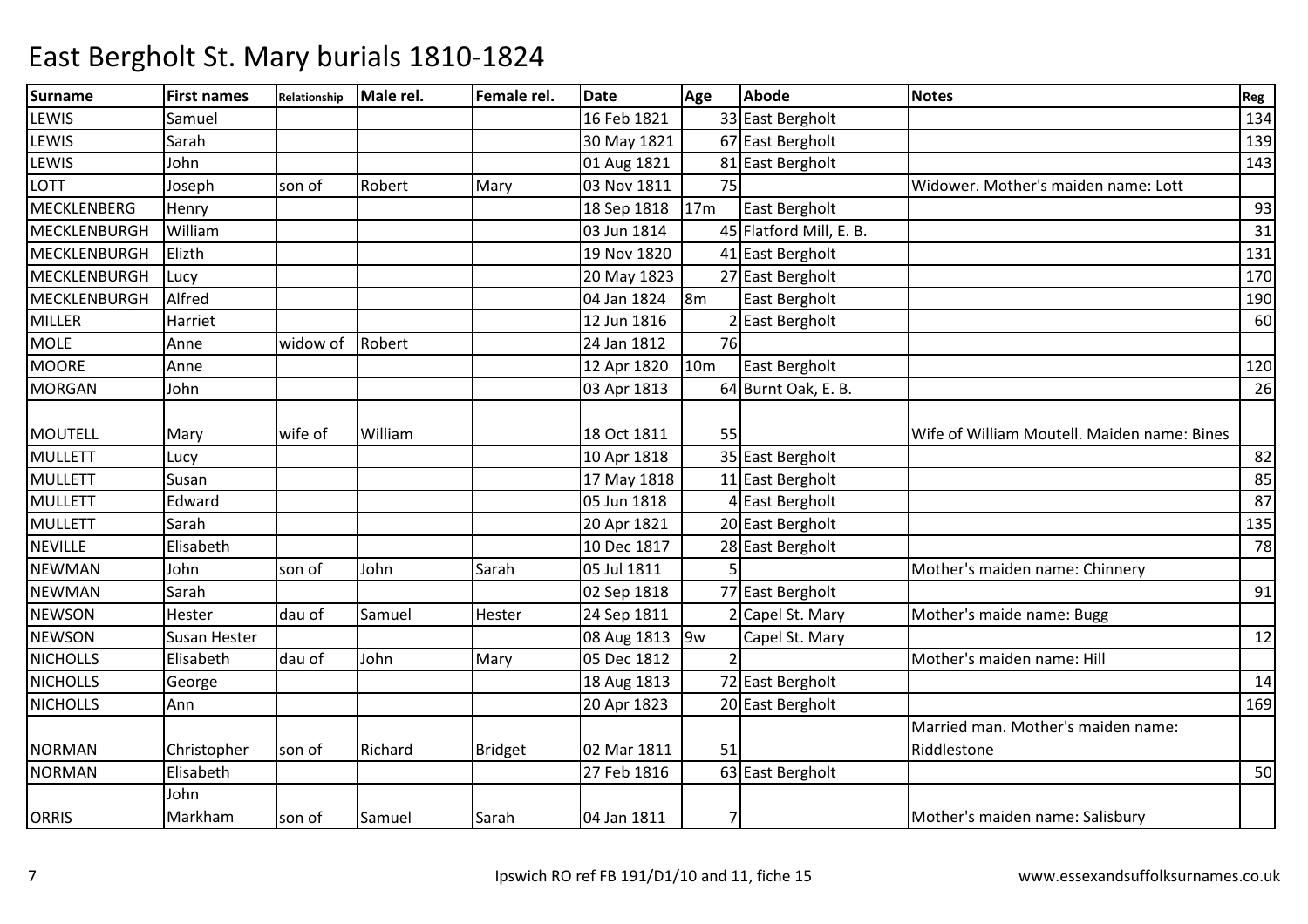# East Bergholt St. Mary burials 1810-1824

| Surname | First names | Relationship | Male rel. | Female rel. | Date | Age | Abode | Notes | Reg |
|---|---|---|---|---|---|---|---|---|---|
| LEWIS | Samuel | | | | 16 Feb 1821 | 33 | East Bergholt | | 134 |
| LEWIS | Sarah | | | | 30 May 1821 | 67 | East Bergholt | | 139 |
| LEWIS | John | | | | 01 Aug 1821 | 81 | East Bergholt | | 143 |
| LOTT | Joseph | son of | Robert | Mary | 03 Nov 1811 | 75 | | Widower. Mother's maiden name: Lott | |
| MECKLENBERG | Henry | | | | 18 Sep 1818 | 17m | East Bergholt | | 93 |
| MECKLENBURGH | William | | | | 03 Jun 1814 | 45 | Flatford Mill, E. B. | | 31 |
| MECKLENBURGH | Elizth | | | | 19 Nov 1820 | 41 | East Bergholt | | 131 |
| MECKLENBURGH | Lucy | | | | 20 May 1823 | 27 | East Bergholt | | 170 |
| MECKLENBURGH | Alfred | | | | 04 Jan 1824 | 8m | East Bergholt | | 190 |
| MILLER | Harriet | | | | 12 Jun 1816 | 2 | East Bergholt | | 60 |
| MOLE | Anne | widow of | Robert | | 24 Jan 1812 | 76 | | | |
| MOORE | Anne | | | | 12 Apr 1820 | 10m | East Bergholt | | 120 |
| MORGAN | John | | | | 03 Apr 1813 | 64 | Burnt Oak, E. B. | | 26 |
| MOUTELL | Mary | wife of | William | | 18 Oct 1811 | 55 | | Wife of William Moutell. Maiden name: Bines | |
| MULLETT | Lucy | | | | 10 Apr 1818 | 35 | East Bergholt | | 82 |
| MULLETT | Susan | | | | 17 May 1818 | 11 | East Bergholt | | 85 |
| MULLETT | Edward | | | | 05 Jun 1818 | 4 | East Bergholt | | 87 |
| MULLETT | Sarah | | | | 20 Apr 1821 | 20 | East Bergholt | | 135 |
| NEVILLE | Elisabeth | | | | 10 Dec 1817 | 28 | East Bergholt | | 78 |
| NEWMAN | John | son of | John | Sarah | 05 Jul 1811 | 5 | | Mother's maiden name: Chinnery | |
| NEWMAN | Sarah | | | | 02 Sep 1818 | 77 | East Bergholt | | 91 |
| NEWSON | Hester | dau of | Samuel | Hester | 24 Sep 1811 | 2 | Capel St. Mary | Mother's maide name: Bugg | |
| NEWSON | Susan Hester | | | | 08 Aug 1813 | 9w | Capel St. Mary | | 12 |
| NICHOLLS | Elisabeth | dau of | John | Mary | 05 Dec 1812 | 2 | | Mother's maiden name: Hill | |
| NICHOLLS | George | | | | 18 Aug 1813 | 72 | East Bergholt | | 14 |
| NICHOLLS | Ann | | | | 20 Apr 1823 | 20 | East Bergholt | | 169 |
| NORMAN | Christopher | son of | Richard | Bridget | 02 Mar 1811 | 51 | | Married man. Mother's maiden name: Riddlestone | |
| NORMAN | Elisabeth | | | | 27 Feb 1816 | 63 | East Bergholt | | 50 |
| ORRIS | John Markham | son of | Samuel | Sarah | 04 Jan 1811 | 7 | | Mother's maiden name: Salisbury | |

Ipswich RO ref FB 191/D1/10 and 11, fiche 15

www.essexandsuffolksurnames.co.uk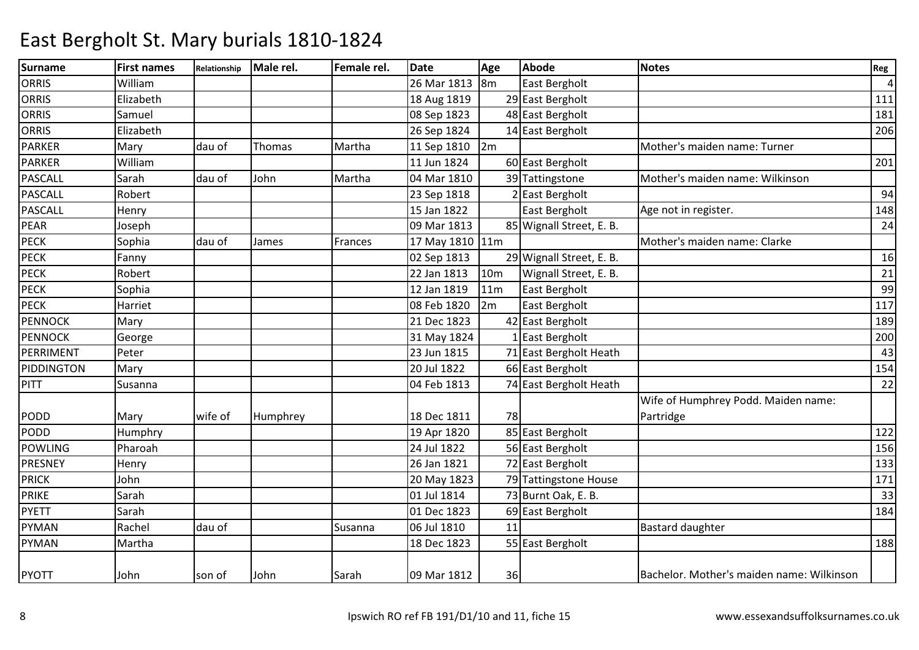# East Bergholt St. Mary burials 1810-1824

| Surname | First names | Relationship | Male rel. | Female rel. | Date | Age | Abode | Notes | Reg |
|---|---|---|---|---|---|---|---|---|---|
| ORRIS | William | | | | 26 Mar 1813 | 8m | East Bergholt | | 4 |
| ORRIS | Elizabeth | | | | 18 Aug 1819 | 29 | East Bergholt | | 111 |
| ORRIS | Samuel | | | | 08 Sep 1823 | 48 | East Bergholt | | 181 |
| ORRIS | Elizabeth | | | | 26 Sep 1824 | 14 | East Bergholt | | 206 |
| PARKER | Mary | dau of | Thomas | Martha | 11 Sep 1810 | 2m | | Mother's maiden name: Turner | |
| PARKER | William | | | | 11 Jun 1824 | 60 | East Bergholt | | 201 |
| PASCALL | Sarah | dau of | John | Martha | 04 Mar 1810 | 39 | Tattingstone | Mother's maiden name: Wilkinson | |
| PASCALL | Robert | | | | 23 Sep 1818 | 2 | East Bergholt | | 94 |
| PASCALL | Henry | | | | 15 Jan 1822 | | East Bergholt | Age not in register. | 148 |
| PEAR | Joseph | | | | 09 Mar 1813 | 85 | Wignall Street, E. B. | | 24 |
| PECK | Sophia | dau of | James | Frances | 17 May 1810 | 11m | | Mother's maiden name: Clarke | |
| PECK | Fanny | | | | 02 Sep 1813 | 29 | Wignall Street, E. B. | | 16 |
| PECK | Robert | | | | 22 Jan 1813 | 10m | Wignall Street, E. B. | | 21 |
| PECK | Sophia | | | | 12 Jan 1819 | 11m | East Bergholt | | 99 |
| PECK | Harriet | | | | 08 Feb 1820 | 2m | East Bergholt | | 117 |
| PENNOCK | Mary | | | | 21 Dec 1823 | 42 | East Bergholt | | 189 |
| PENNOCK | George | | | | 31 May 1824 | 1 | East Bergholt | | 200 |
| PERRIMENT | Peter | | | | 23 Jun 1815 | 71 | East Bergholt Heath | | 43 |
| PIDDINGTON | Mary | | | | 20 Jul 1822 | 66 | East Bergholt | | 154 |
| PITT | Susanna | | | | 04 Feb 1813 | 74 | East Bergholt Heath | | 22 |
| PODD | Mary | wife of | Humphrey | | 18 Dec 1811 | 78 | | Wife of Humphrey Podd. Maiden name: Partridge | |
| PODD | Humphry | | | | 19 Apr 1820 | 85 | East Bergholt | | 122 |
| POWLING | Pharoah | | | | 24 Jul 1822 | 56 | East Bergholt | | 156 |
| PRESNEY | Henry | | | | 26 Jan 1821 | 72 | East Bergholt | | 133 |
| PRICK | John | | | | 20 May 1823 | 79 | Tattingstone House | | 171 |
| PRIKE | Sarah | | | | 01 Jul 1814 | 73 | Burnt Oak, E. B. | | 33 |
| PYETT | Sarah | | | | 01 Dec 1823 | 69 | East Bergholt | | 184 |
| PYMAN | Rachel | dau of | | Susanna | 06 Jul 1810 | 11 | | Bastard daughter | |
| PYMAN | Martha | | | | 18 Dec 1823 | 55 | East Bergholt | | 188 |
| PYOTT | John | son of | John | Sarah | 09 Mar 1812 | 36 | | Bachelor. Mother's maiden name: Wilkinson | |

Ipswich RO ref FB 191/D1/10 and 11, fiche 15

www.essexandsuffolksurnames.co.uk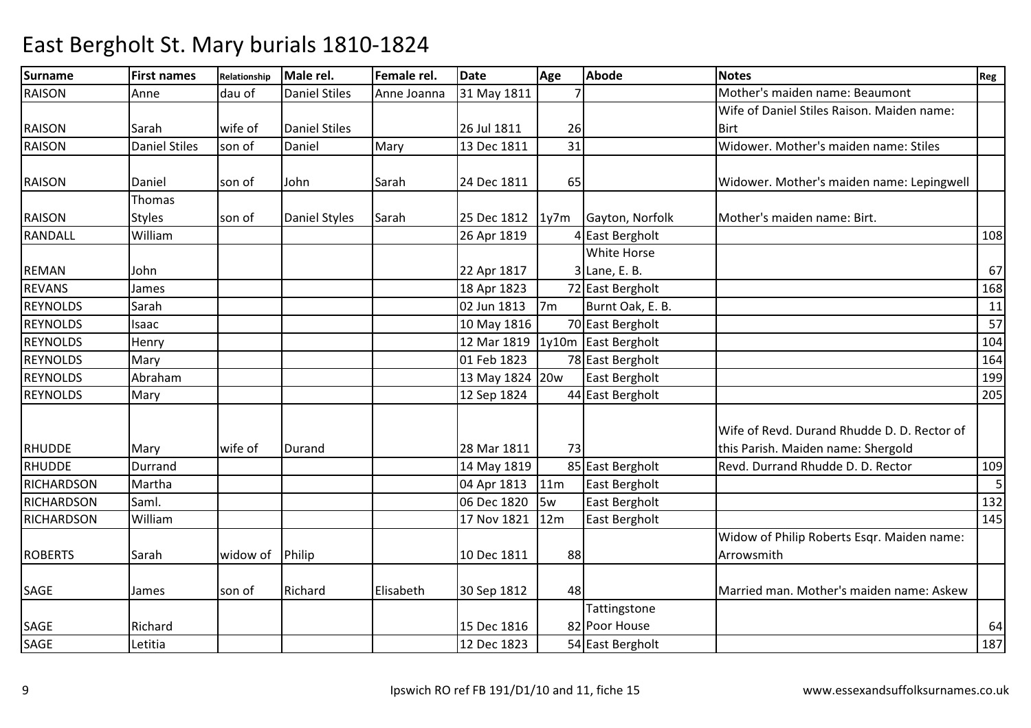# East Bergholt St. Mary burials 1810-1824

| Surname | First names | Relationship | Male rel. | Female rel. | Date | Age | Abode | Notes | Reg |
|---|---|---|---|---|---|---|---|---|---|
| RAISON | Anne | dau of | Daniel Stiles | Anne Joanna | 31 May 1811 | 7 | | Mother's maiden name: Beaumont | |
| RAISON | Sarah | wife of | Daniel Stiles | | 26 Jul 1811 | 26 | | Wife of Daniel Stiles Raison. Maiden name: Birt | |
| RAISON | Daniel Stiles | son of | Daniel | Mary | 13 Dec 1811 | 31 | | Widower. Mother's maiden name: Stiles | |
| RAISON | Daniel | son of | John | Sarah | 24 Dec 1811 | 65 | | Widower. Mother's maiden name: Lepingwell | |
| RAISON | Thomas Styles | son of | Daniel Styles | Sarah | 25 Dec 1812 | 1y7m | Gayton, Norfolk | Mother's maiden name: Birt. | |
| RANDALL | William | | | | 26 Apr 1819 | 4 | East Bergholt | | 108 |
| REMAN | John | | | | 22 Apr 1817 | 3 | White Horse Lane, E. B. | | 67 |
| REVANS | James | | | | 18 Apr 1823 | 72 | East Bergholt | | 168 |
| REYNOLDS | Sarah | | | | 02 Jun 1813 | 7m | Burnt Oak, E. B. | | 11 |
| REYNOLDS | Isaac | | | | 10 May 1816 | 70 | East Bergholt | | 57 |
| REYNOLDS | Henry | | | | 12 Mar 1819 | 1y10m | East Bergholt | | 104 |
| REYNOLDS | Mary | | | | 01 Feb 1823 | 78 | East Bergholt | | 164 |
| REYNOLDS | Abraham | | | | 13 May 1824 | 20w | East Bergholt | | 199 |
| REYNOLDS | Mary | | | | 12 Sep 1824 | 44 | East Bergholt | | 205 |
| RHUDDE | Mary | wife of | Durand | | 28 Mar 1811 | 73 | | Wife of Revd. Durand Rhudde D. D. Rector of this Parish. Maiden name: Shergold | |
| RHUDDE | Durrand | | | | 14 May 1819 | 85 | East Bergholt | Revd. Durrand Rhudde D. D. Rector | 109 |
| RICHARDSON | Martha | | | | 04 Apr 1813 | 11m | East Bergholt | | 5 |
| RICHARDSON | Saml. | | | | 06 Dec 1820 | 5w | East Bergholt | | 132 |
| RICHARDSON | William | | | | 17 Nov 1821 | 12m | East Bergholt | | 145 |
| ROBERTS | Sarah | widow of | Philip | | 10 Dec 1811 | 88 | | Widow of Philip Roberts Esqr. Maiden name: Arrowsmith | |
| SAGE | James | son of | Richard | Elisabeth | 30 Sep 1812 | 48 | | Married man. Mother's maiden name: Askew | |
| SAGE | Richard | | | | 15 Dec 1816 | 82 | Tattingstone Poor House | | 64 |
| SAGE | Letitia | | | | 12 Dec 1823 | 54 | East Bergholt | | 187 |

Ipswich RO ref FB 191/D1/10 and 11, fiche 15 www.essexandsuffolksurnames.co.uk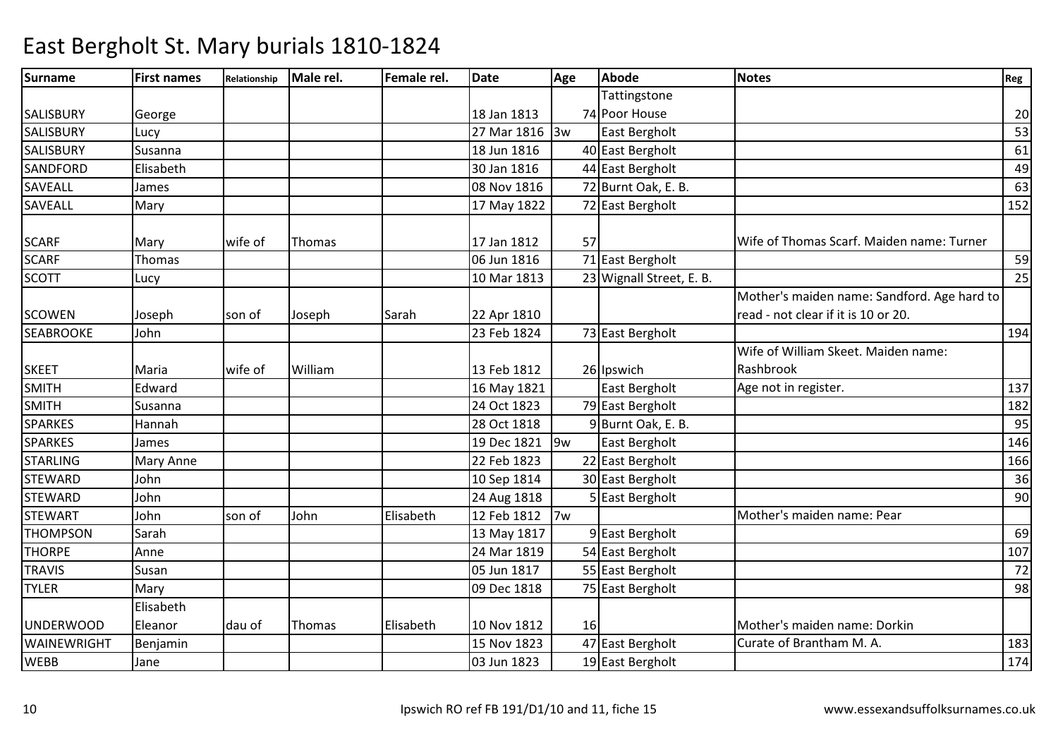# East Bergholt St. Mary burials 1810-1824

| Surname | First names | Relationship | Male rel. | Female rel. | Date | Age | Abode | Notes | Reg |
|---|---|---|---|---|---|---|---|---|---|
| SALISBURY | George | | | | 18 Jan 1813 | 74 | Tattingstone Poor House | | 20 |
| SALISBURY | Lucy | | | | 27 Mar 1816 | 3w | East Bergholt | | 53 |
| SALISBURY | Susanna | | | | 18 Jun 1816 | 40 | East Bergholt | | 61 |
| SANDFORD | Elisabeth | | | | 30 Jan 1816 | 44 | East Bergholt | | 49 |
| SAVEALL | James | | | | 08 Nov 1816 | 72 | Burnt Oak, E. B. | | 63 |
| SAVEALL | Mary | | | | 17 May 1822 | 72 | East Bergholt | | 152 |
| SCARF | Mary | wife of | Thomas | | 17 Jan 1812 | 57 | | Wife of Thomas Scarf. Maiden name: Turner | |
| SCARF | Thomas | | | | 06 Jun 1816 | 71 | East Bergholt | | 59 |
| SCOTT | Lucy | | | | 10 Mar 1813 | 23 | Wignall Street, E. B. | | 25 |
| SCOWEN | Joseph | son of | Joseph | Sarah | 22 Apr 1810 | | | Mother's maiden name: Sandford. Age hard to read - not clear if it is 10 or 20. | |
| SEABROOKE | John | | | | 23 Feb 1824 | 73 | East Bergholt | | 194 |
| SKEET | Maria | wife of | William | | 13 Feb 1812 | 26 | Ipswich | Wife of William Skeet. Maiden name: Rashbrook | |
| SMITH | Edward | | | | 16 May 1821 | | East Bergholt | Age not in register. | 137 |
| SMITH | Susanna | | | | 24 Oct 1823 | 79 | East Bergholt | | 182 |
| SPARKES | Hannah | | | | 28 Oct 1818 | 9 | Burnt Oak, E. B. | | 95 |
| SPARKES | James | | | | 19 Dec 1821 | 9w | East Bergholt | | 146 |
| STARLING | Mary Anne | | | | 22 Feb 1823 | 22 | East Bergholt | | 166 |
| STEWARD | John | | | | 10 Sep 1814 | 30 | East Bergholt | | 36 |
| STEWARD | John | | | | 24 Aug 1818 | 5 | East Bergholt | | 90 |
| STEWART | John | son of | John | Elisabeth | 12 Feb 1812 | 7w | | Mother's maiden name: Pear | |
| THOMPSON | Sarah | | | | 13 May 1817 | 9 | East Bergholt | | 69 |
| THORPE | Anne | | | | 24 Mar 1819 | 54 | East Bergholt | | 107 |
| TRAVIS | Susan | | | | 05 Jun 1817 | 55 | East Bergholt | | 72 |
| TYLER | Mary | | | | 09 Dec 1818 | 75 | East Bergholt | | 98 |
| UNDERWOOD | Elisabeth Eleanor | dau of | Thomas | Elisabeth | 10 Nov 1812 | 16 | | Mother's maiden name: Dorkin | |
| WAINEWRIGHT | Benjamin | | | | 15 Nov 1823 | 47 | East Bergholt | Curate of Brantham M. A. | 183 |
| WEBB | Jane | | | | 03 Jun 1823 | 19 | East Bergholt | | 174 |

Ipswich RO ref FB 191/D1/10 and 11, fiche 15

www.essexandsuffolksurnames.co.uk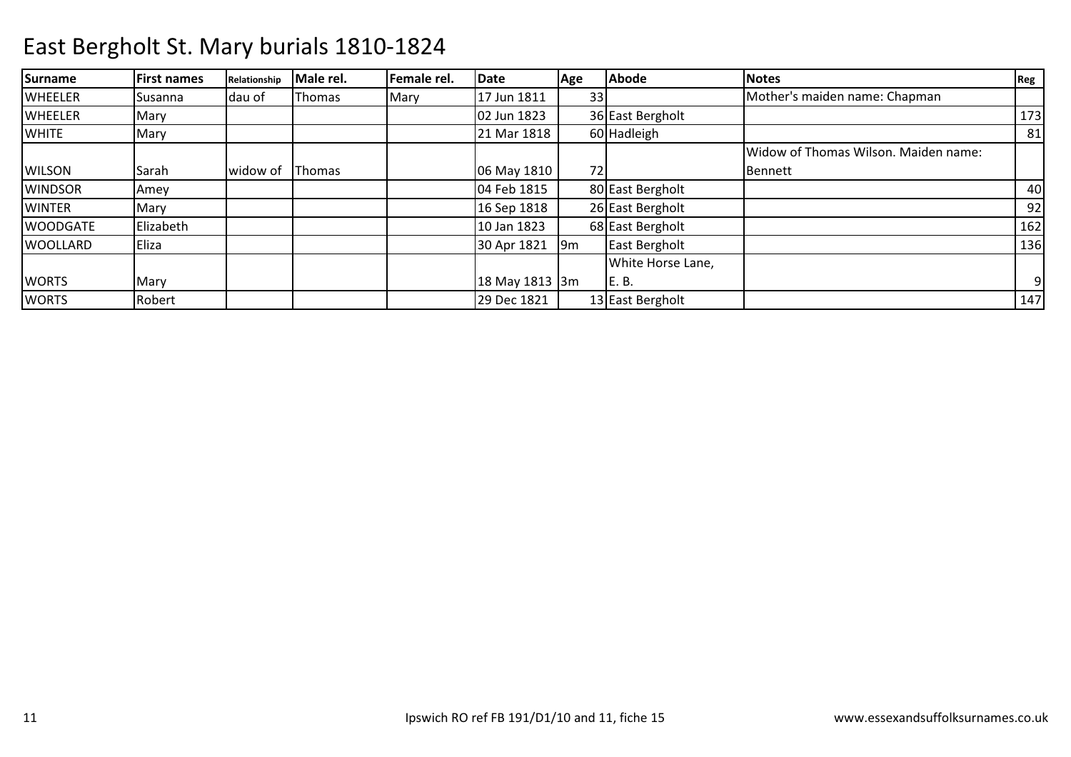# East Bergholt St. Mary burials 1810-1824

| Surname | First names | Relationship | Male rel. | Female rel. | Date | Age | Abode | Notes | Reg |
|---|---|---|---|---|---|---|---|---|---|
| WHEELER | Susanna | dau of | Thomas | Mary | 17 Jun 1811 | 33 | | Mother's maiden name: Chapman | |
| WHEELER | Mary | | | | 02 Jun 1823 | 36 | East Bergholt | | 173 |
| WHITE | Mary | | | | 21 Mar 1818 | 60 | Hadleigh | | 81 |
| WILSON | Sarah | widow of | Thomas | | 06 May 1810 | 72 | | Widow of Thomas Wilson. Maiden name: Bennett | |
| WINDSOR | Amey | | | | 04 Feb 1815 | 80 | East Bergholt | | 40 |
| WINTER | Mary | | | | 16 Sep 1818 | 26 | East Bergholt | | 92 |
| WOODGATE | Elizabeth | | | | 10 Jan 1823 | 68 | East Bergholt | | 162 |
| WOOLLARD | Eliza | | | | 30 Apr 1821 | 9m | East Bergholt | | 136 |
| WORTS | Mary | | | | 18 May 1813 | 3m | White Horse Lane, E. B. | | 9 |
| WORTS | Robert | | | | 29 Dec 1821 | 13 | East Bergholt | | 147 |

Ipswich RO ref FB 191/D1/10 and 11, fiche 15

www.essexandsuffolksurnames.co.uk